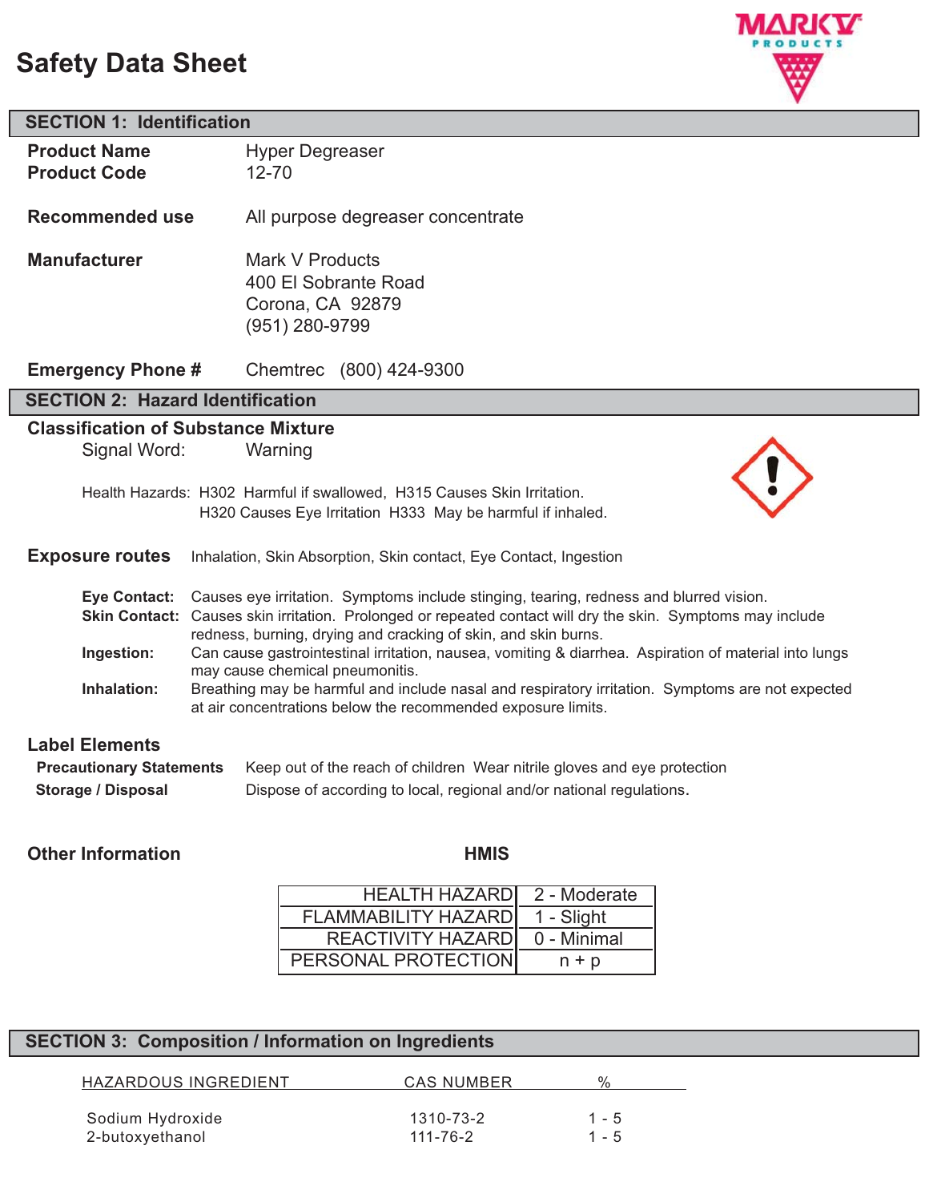# Safety Data Sheet

## SECTION 1: Identification

**Product Name** Hyper Degreaser
**Product Code** 12-70

**Recommended use** All purpose degreaser concentrate

**Manufacturer** Mark V Products
400 El Sobrante Road
Corona, CA 92879
(951) 280-9799

**Emergency Phone #** Chemtrec (800) 424-9300

## SECTION 2: Hazard Identification

### Classification of Substance Mixture

Signal Word: Warning

Health Hazards: H302 Harmful if swallowed, H315 Causes Skin Irritation.
H320 Causes Eye Irritation H333 May be harmful if inhaled.

**Exposure routes** Inhalation, Skin Absorption, Skin contact, Eye Contact, Ingestion

**Eye Contact:** Causes eye irritation. Symptoms include stinging, tearing, redness and blurred vision.

**Skin Contact:** Causes skin irritation. Prolonged or repeated contact will dry the skin. Symptoms may include redness, burning, drying and cracking of skin, and skin burns.

**Ingestion:** Can cause gastrointestinal irritation, nausea, vomiting & diarrhea. Aspiration of material into lungs may cause chemical pneumonitis.

**Inhalation:** Breathing may be harmful and include nasal and respiratory irritation. Symptoms are not expected at air concentrations below the recommended exposure limits.

### Label Elements

**Precautionary Statements** Keep out of the reach of children Wear nitrile gloves and eye protection

**Storage / Disposal** Dispose of according to local, regional and/or national regulations.

### Other Information

**HMIS**

| | |
|---|---|
| HEALTH HAZARD | 2 - Moderate |
| FLAMMABILITY HAZARD | 1 - Slight |
| REACTIVITY HAZARD | 0 - Minimal |
| PERSONAL PROTECTION | n + p |

## SECTION 3: Composition / Information on Ingredients

| HAZARDOUS INGREDIENT | CAS NUMBER | % |
|---|---|---|
| Sodium Hydroxide | 1310-73-2 | 1 - 5 |
| 2-butoxyethanol | 111-76-2 | 1 - 5 |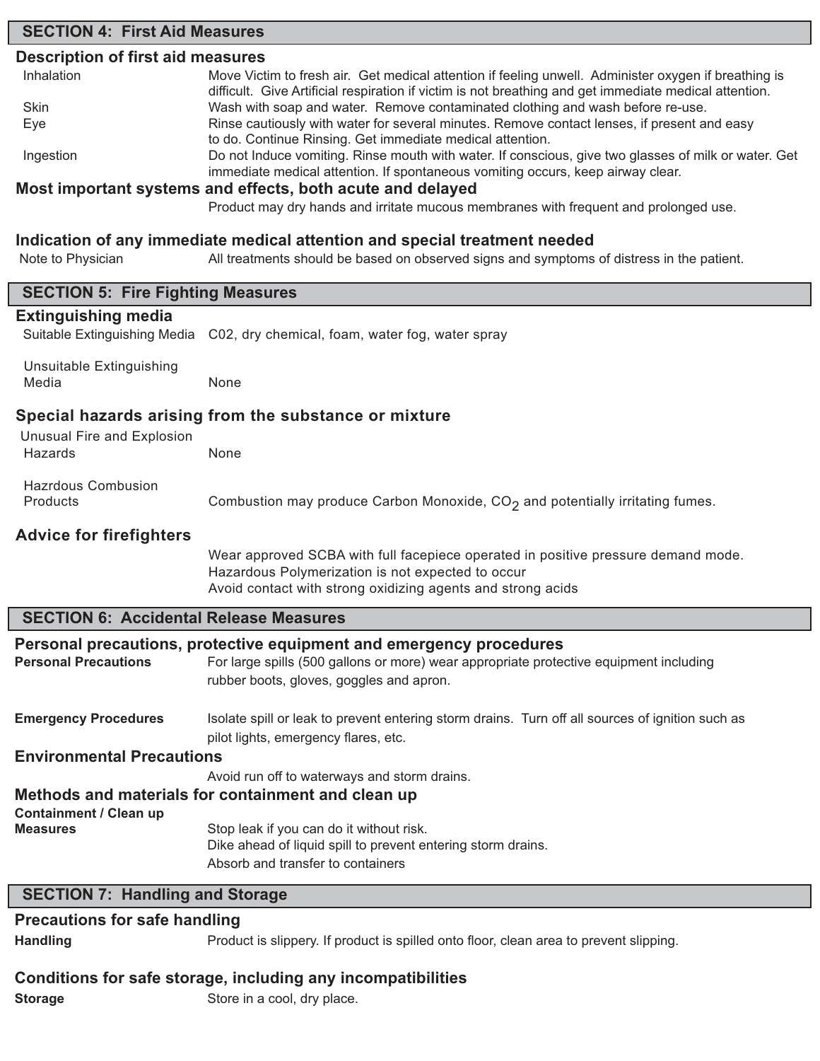## SECTION 4: First Aid Measures

### Description of first aid measures

| | |
|---|---|
| Inhalation | Move Victim to fresh air. Get medical attention if feeling unwell. Administer oxygen if breathing is difficult. Give Artificial respiration if victim is not breathing and get immediate medical attention. |
| Skin | Wash with soap and water. Remove contaminated clothing and wash before re-use. |
| Eye | Rinse cautiously with water for several minutes. Remove contact lenses, if present and easy to do. Continue Rinsing. Get immediate medical attention. |
| Ingestion | Do not Induce vomiting. Rinse mouth with water. If conscious, give two glasses of milk or water. Get immediate medical attention. If spontaneous vomiting occurs, keep airway clear. |

### Most important systems and effects, both acute and delayed

Product may dry hands and irritate mucous membranes with frequent and prolonged use.

### Indication of any immediate medical attention and special treatment needed

| | |
|---|---|
| Note to Physician | All treatments should be based on observed signs and symptoms of distress in the patient. |

## SECTION 5: Fire Fighting Measures

### Extinguishing media

| | |
|---|---|
| Suitable Extinguishing Media | C02, dry chemical, foam, water fog, water spray |
| Unsuitable Extinguishing Media | None |

### Special hazards arising from the substance or mixture

| | |
|---|---|
| Unusual Fire and Explosion Hazards | None |
| Hazrdous Combusion Products | Combustion may produce Carbon Monoxide, $CO_2$ and potentially irritating fumes. |

### Advice for firefighters

Wear approved SCBA with full facepiece operated in positive pressure demand mode.
Hazardous Polymerization is not expected to occur
Avoid contact with strong oxidizing agents and strong acids

## SECTION 6: Accidental Release Measures

### Personal precautions, protective equipment and emergency procedures

**Personal Precautions** For large spills (500 gallons or more) wear appropriate protective equipment including rubber boots, gloves, goggles and apron.

**Emergency Procedures** Isolate spill or leak to prevent entering storm drains. Turn off all sources of ignition such as pilot lights, emergency flares, etc.

### Environmental Precautions

Avoid run off to waterways and storm drains.

### Methods and materials for containment and clean up

**Containment / Clean up Measures**

Stop leak if you can do it without risk.
Dike ahead of liquid spill to prevent entering storm drains.
Absorb and transfer to containers

## SECTION 7: Handling and Storage

### Precautions for safe handling

**Handling** Product is slippery. If product is spilled onto floor, clean area to prevent slipping.

### Conditions for safe storage, including any incompatibilities

**Storage** Store in a cool, dry place.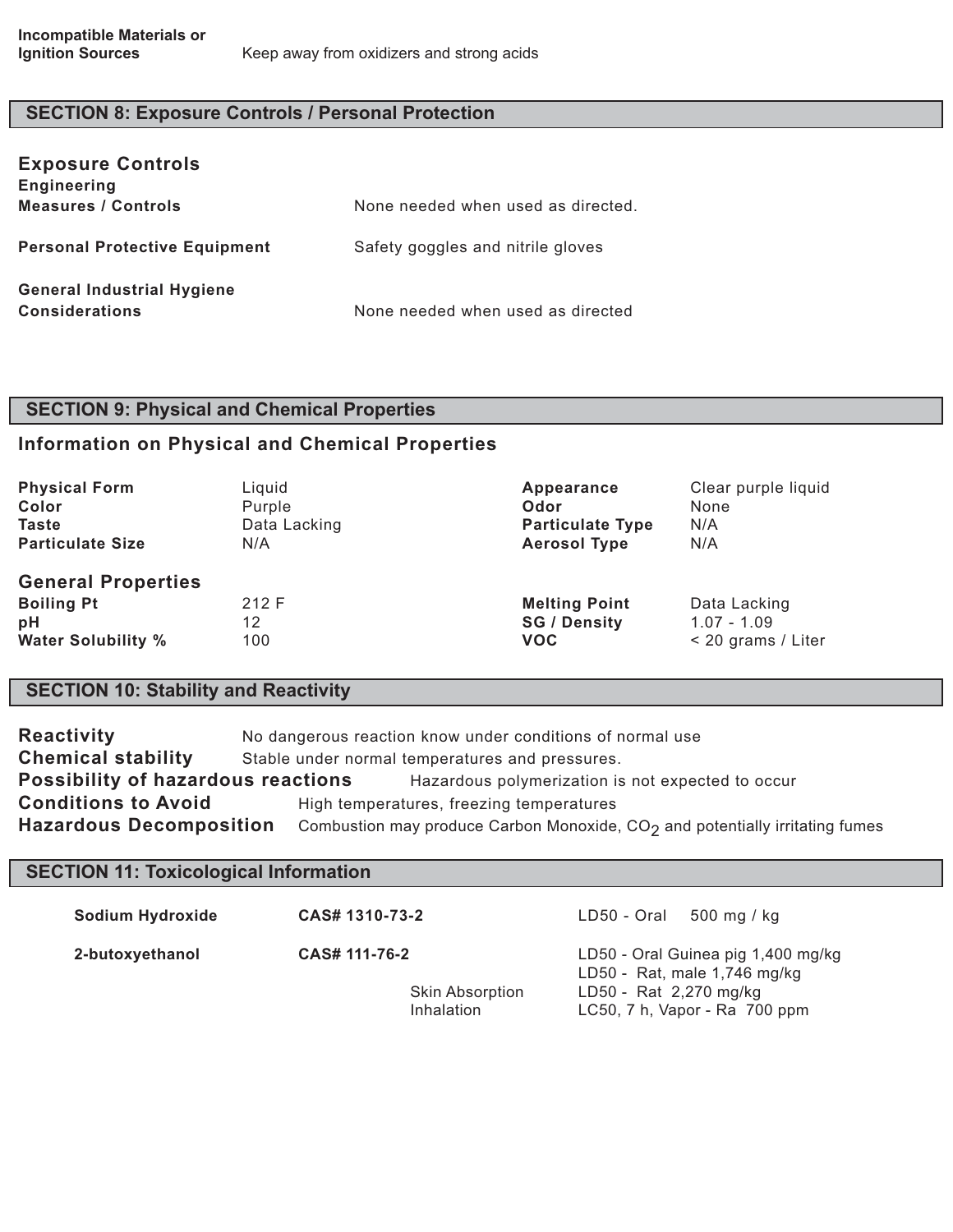| | |
|---|---|
| **Incompatible Materials or Ignition Sources** | Keep away from oxidizers and strong acids |

## SECTION 8: Exposure Controls / Personal Protection

### Exposure Controls

| | |
|---|---|
| **Engineering Measures / Controls** | None needed when used as directed. |
| **Personal Protective Equipment** | Safety goggles and nitrile gloves |
| **General Industrial Hygiene Considerations** | None needed when used as directed |

## SECTION 9: Physical and Chemical Properties

### Information on Physical and Chemical Properties

| | | | |
|---|---|---|---|
| **Physical Form** | Liquid | **Appearance** | Clear purple liquid |
| **Color** | Purple | **Odor** | None |
| **Taste** | Data Lacking | **Particulate Type** | N/A |
| **Particulate Size** | N/A | **Aerosol Type** | N/A |

### General Properties

| | | | |
|---|---|---|---|
| **Boiling Pt** | 212 F | **Melting Point** | Data Lacking |
| **pH** | 12 | **SG / Density** | 1.07 - 1.09 |
| **Water Solubility %** | 100 | **VOC** | < 20 grams / Liter |

## SECTION 10: Stability and Reactivity

**Reactivity** No dangerous reaction know under conditions of normal use

**Chemical stability** Stable under normal temperatures and pressures.

**Possibility of hazardous reactions** Hazardous polymerization is not expected to occur

**Conditions to Avoid** High temperatures, freezing temperatures

**Hazardous Decomposition** Combustion may produce Carbon Monoxide, $CO_2$ and potentially irritating fumes

## SECTION 11: Toxicological Information

| | | | |
|---|---|---|---|
| **Sodium Hydroxide** | **CAS# 1310-73-2** | | LD50 - Oral 500 mg / kg |
| **2-butoxyethanol** | **CAS# 111-76-2** | | LD50 - Oral Guinea pig 1,400 mg/kg |
| | | | LD50 - Rat, male 1,746 mg/kg |
| | | Skin Absorption | LD50 - Rat 2,270 mg/kg |
| | | Inhalation | LC50, 7 h, Vapor - Ra 700 ppm |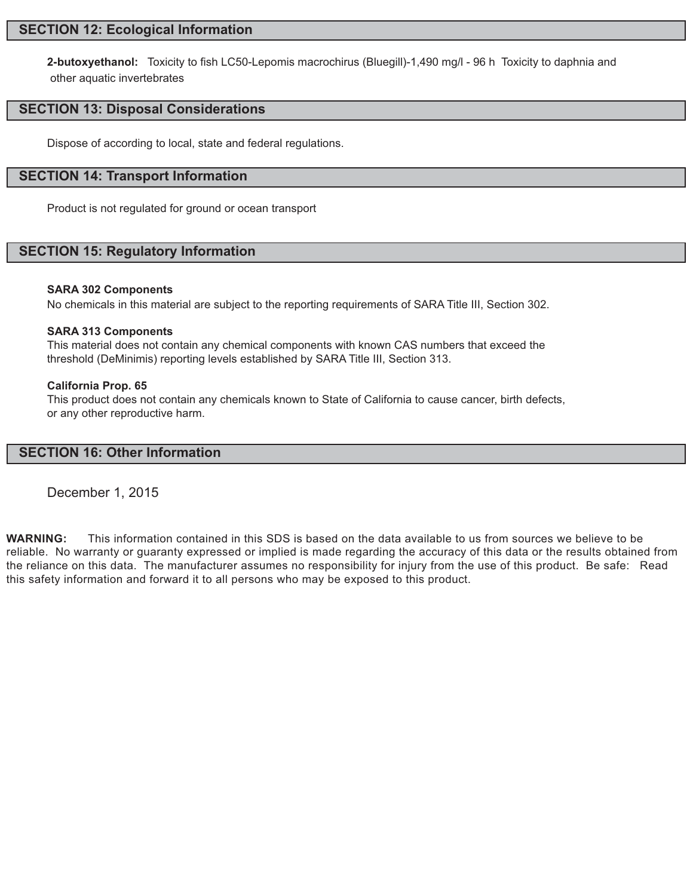## SECTION 12: Ecological Information

**2-butoxyethanol:** Toxicity to fish LC50-Lepomis macrochirus (Bluegill)-1,490 mg/l - 96 h Toxicity to daphnia and other aquatic invertebrates

## SECTION 13: Disposal Considerations

Dispose of according to local, state and federal regulations.

## SECTION 14: Transport Information

Product is not regulated for ground or ocean transport

## SECTION 15: Regulatory Information

**SARA 302 Components**

No chemicals in this material are subject to the reporting requirements of SARA Title III, Section 302.

**SARA 313 Components**

This material does not contain any chemical components with known CAS numbers that exceed the threshold (DeMinimis) reporting levels established by SARA Title III, Section 313.

**California Prop. 65**

This product does not contain any chemicals known to State of California to cause cancer, birth defects, or any other reproductive harm.

## SECTION 16: Other Information

December 1, 2015

**WARNING:** This information contained in this SDS is based on the data available to us from sources we believe to be reliable. No warranty or guaranty expressed or implied is made regarding the accuracy of this data or the results obtained from the reliance on this data. The manufacturer assumes no responsibility for injury from the use of this product. Be safe: Read this safety information and forward it to all persons who may be exposed to this product.